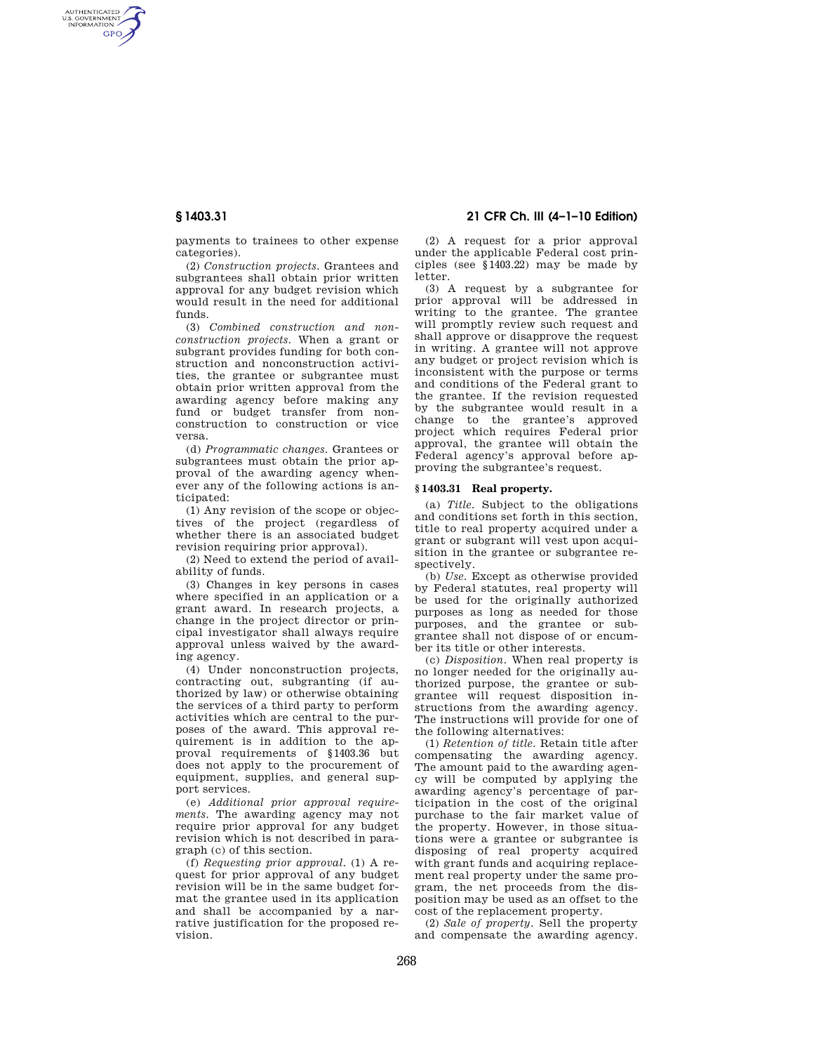payments to trainees to other expense categories).

(2) *Construction projects.* Grantees and subgrantees shall obtain prior written approval for any budget revision which would result in the need for additional funds.

(3) *Combined construction and nonconstruction projects.* When a grant or subgrant provides funding for both construction and nonconstruction activities, the grantee or subgrantee must obtain prior written approval from the awarding agency before making any fund or budget transfer from nonconstruction to construction or vice versa.

(d) *Programmatic changes.* Grantees or subgrantees must obtain the prior approval of the awarding agency whenever any of the following actions is anticipated:

(1) Any revision of the scope or objectives of the project (regardless of whether there is an associated budget revision requiring prior approval).

(2) Need to extend the period of availability of funds.

(3) Changes in key persons in cases where specified in an application or a grant award. In research projects, a change in the project director or principal investigator shall always require approval unless waived by the awarding agency.

(4) Under nonconstruction projects, contracting out, subgranting (if authorized by law) or otherwise obtaining the services of a third party to perform activities which are central to the purposes of the award. This approval requirement is in addition to the approval requirements of §1403.36 but does not apply to the procurement of equipment, supplies, and general support services.

(e) *Additional prior approval requirements.* The awarding agency may not require prior approval for any budget revision which is not described in paragraph (c) of this section.

(f) *Requesting prior approval.* (1) A request for prior approval of any budget revision will be in the same budget format the grantee used in its application and shall be accompanied by a narrative justification for the proposed revision.

(2) A request for a prior approval under the applicable Federal cost principles (see §1403.22) may be made by letter.

(3) A request by a subgrantee for prior approval will be addressed in writing to the grantee. The grantee will promptly review such request and shall approve or disapprove the request in writing. A grantee will not approve any budget or project revision which is inconsistent with the purpose or terms and conditions of the Federal grant to the grantee. If the revision requested by the subgrantee would result in a change to the grantee's approved project which requires Federal prior approval, the grantee will obtain the Federal agency's approval before approving the subgrantee's request.

### §1403.31 Real property.

(a) *Title.* Subject to the obligations and conditions set forth in this section, title to real property acquired under a grant or subgrant will vest upon acquisition in the grantee or subgrantee respectively.

(b) *Use.* Except as otherwise provided by Federal statutes, real property will be used for the originally authorized purposes as long as needed for those purposes, and the grantee or subgrantee shall not dispose of or encumber its title or other interests.

(c) *Disposition.* When real property is no longer needed for the originally authorized purpose, the grantee or subgrantee will request disposition instructions from the awarding agency. The instructions will provide for one of the following alternatives:

(1) *Retention of title.* Retain title after compensating the awarding agency. The amount paid to the awarding agency will be computed by applying the awarding agency's percentage of participation in the cost of the original purchase to the fair market value of the property. However, in those situations were a grantee or subgrantee is disposing of real property acquired with grant funds and acquiring replacement real property under the same program, the net proceeds from the disposition may be used as an offset to the cost of the replacement property.

(2) *Sale of property.* Sell the property and compensate the awarding agency.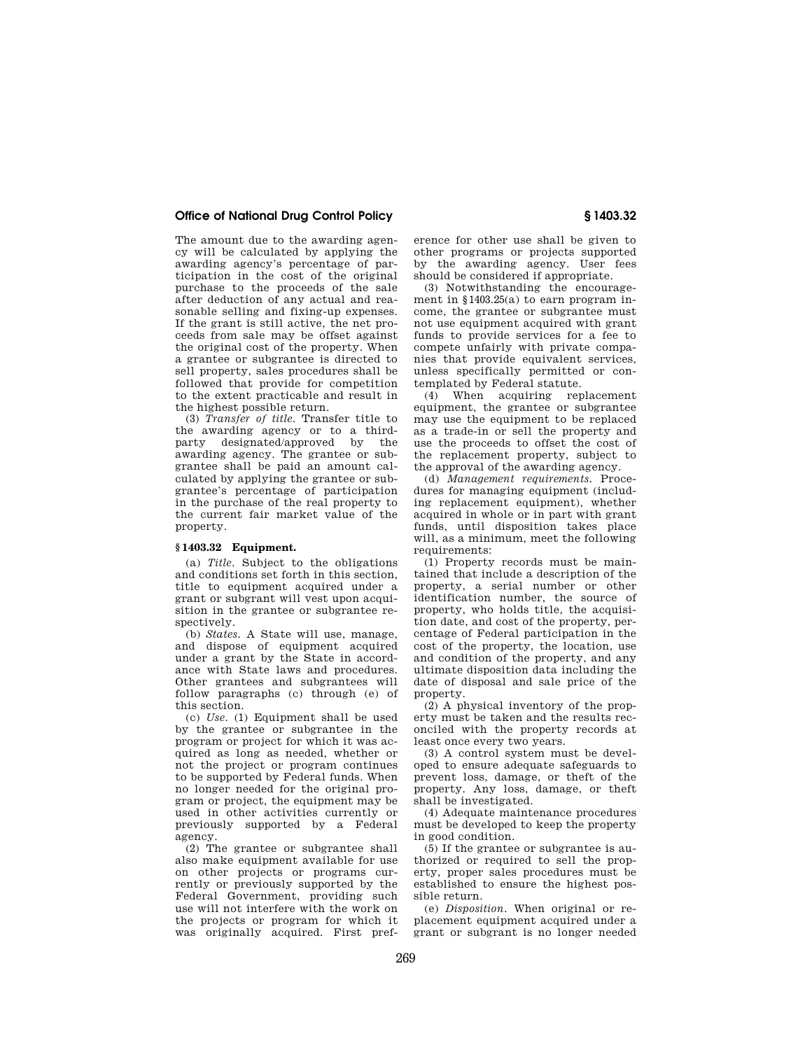The amount due to the awarding agency will be calculated by applying the awarding agency's percentage of participation in the cost of the original purchase to the proceeds of the sale after deduction of any actual and reasonable selling and fixing-up expenses. If the grant is still active, the net proceeds from sale may be offset against the original cost of the property. When a grantee or subgrantee is directed to sell property, sales procedures shall be followed that provide for competition to the extent practicable and result in the highest possible return.

(3) *Transfer of title.* Transfer title to the awarding agency or to a third-party designated/approved by the awarding agency. The grantee or subgrantee shall be paid an amount calculated by applying the grantee or subgrantee's percentage of participation in the purchase of the real property to the current fair market value of the property.

### § 1403.32 Equipment.

(a) *Title.* Subject to the obligations and conditions set forth in this section, title to equipment acquired under a grant or subgrant will vest upon acquisition in the grantee or subgrantee respectively.

(b) *States.* A State will use, manage, and dispose of equipment acquired under a grant by the State in accordance with State laws and procedures. Other grantees and subgrantees will follow paragraphs (c) through (e) of this section.

(c) *Use.* (1) Equipment shall be used by the grantee or subgrantee in the program or project for which it was acquired as long as needed, whether or not the project or program continues to be supported by Federal funds. When no longer needed for the original program or project, the equipment may be used in other activities currently or previously supported by a Federal agency.

(2) The grantee or subgrantee shall also make equipment available for use on other projects or programs currently or previously supported by the Federal Government, providing such use will not interfere with the work on the projects or program for which it was originally acquired. First preference for other use shall be given to other programs or projects supported by the awarding agency. User fees should be considered if appropriate.

(3) Notwithstanding the encouragement in §1403.25(a) to earn program income, the grantee or subgrantee must not use equipment acquired with grant funds to provide services for a fee to compete unfairly with private companies that provide equivalent services, unless specifically permitted or contemplated by Federal statute.

(4) When acquiring replacement equipment, the grantee or subgrantee may use the equipment to be replaced as a trade-in or sell the property and use the proceeds to offset the cost of the replacement property, subject to the approval of the awarding agency.

(d) *Management requirements.* Procedures for managing equipment (including replacement equipment), whether acquired in whole or in part with grant funds, until disposition takes place will, as a minimum, meet the following requirements:

(1) Property records must be maintained that include a description of the property, a serial number or other identification number, the source of property, who holds title, the acquisition date, and cost of the property, percentage of Federal participation in the cost of the property, the location, use and condition of the property, and any ultimate disposition data including the date of disposal and sale price of the property.

(2) A physical inventory of the property must be taken and the results reconciled with the property records at least once every two years.

(3) A control system must be developed to ensure adequate safeguards to prevent loss, damage, or theft of the property. Any loss, damage, or theft shall be investigated.

(4) Adequate maintenance procedures must be developed to keep the property in good condition.

(5) If the grantee or subgrantee is authorized or required to sell the property, proper sales procedures must be established to ensure the highest possible return.

(e) *Disposition.* When original or replacement equipment acquired under a grant or subgrant is no longer needed